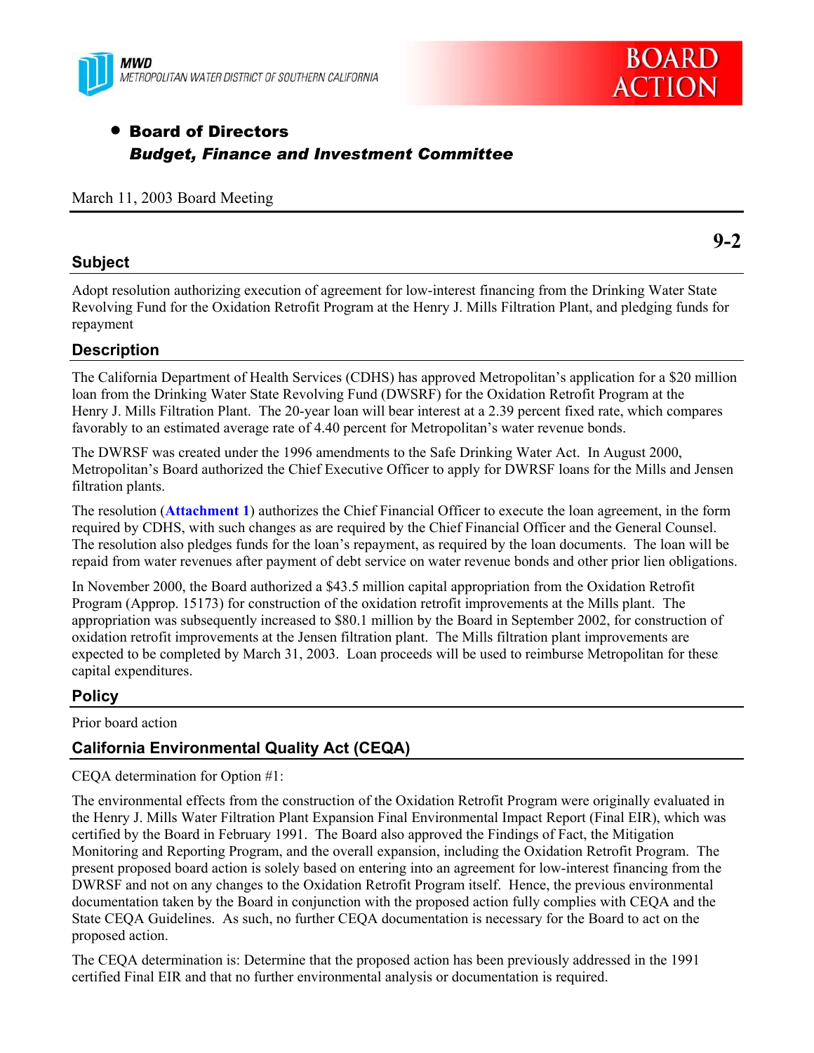MWD
METROPOLITAN WATER DISTRICT OF SOUTHERN CALIFORNIA

BOARD ACTION

- **Board of Directors**
  ***Budget, Finance and Investment Committee***

March 11, 2003 Board Meeting

**9-2**

## Subject

Adopt resolution authorizing execution of agreement for low-interest financing from the Drinking Water State Revolving Fund for the Oxidation Retrofit Program at the Henry J. Mills Filtration Plant, and pledging funds for repayment

## Description

The California Department of Health Services (CDHS) has approved Metropolitan's application for a $20 million loan from the Drinking Water State Revolving Fund (DWSRF) for the Oxidation Retrofit Program at the Henry J. Mills Filtration Plant. The 20-year loan will bear interest at a 2.39 percent fixed rate, which compares favorably to an estimated average rate of 4.40 percent for Metropolitan's water revenue bonds.

The DWRSF was created under the 1996 amendments to the Safe Drinking Water Act. In August 2000, Metropolitan's Board authorized the Chief Executive Officer to apply for DWRSF loans for the Mills and Jensen filtration plants.

The resolution (**Attachment 1**) authorizes the Chief Financial Officer to execute the loan agreement, in the form required by CDHS, with such changes as are required by the Chief Financial Officer and the General Counsel. The resolution also pledges funds for the loan's repayment, as required by the loan documents. The loan will be repaid from water revenues after payment of debt service on water revenue bonds and other prior lien obligations.

In November 2000, the Board authorized a $43.5 million capital appropriation from the Oxidation Retrofit Program (Approp. 15173) for construction of the oxidation retrofit improvements at the Mills plant. The appropriation was subsequently increased to $80.1 million by the Board in September 2002, for construction of oxidation retrofit improvements at the Jensen filtration plant. The Mills filtration plant improvements are expected to be completed by March 31, 2003. Loan proceeds will be used to reimburse Metropolitan for these capital expenditures.

## Policy

Prior board action

## California Environmental Quality Act (CEQA)

CEQA determination for Option #1:

The environmental effects from the construction of the Oxidation Retrofit Program were originally evaluated in the Henry J. Mills Water Filtration Plant Expansion Final Environmental Impact Report (Final EIR), which was certified by the Board in February 1991. The Board also approved the Findings of Fact, the Mitigation Monitoring and Reporting Program, and the overall expansion, including the Oxidation Retrofit Program. The present proposed board action is solely based on entering into an agreement for low-interest financing from the DWSRF and not on any changes to the Oxidation Retrofit Program itself. Hence, the previous environmental documentation taken by the Board in conjunction with the proposed action fully complies with CEQA and the State CEQA Guidelines. As such, no further CEQA documentation is necessary for the Board to act on the proposed action.

The CEQA determination is: Determine that the proposed action has been previously addressed in the 1991 certified Final EIR and that no further environmental analysis or documentation is required.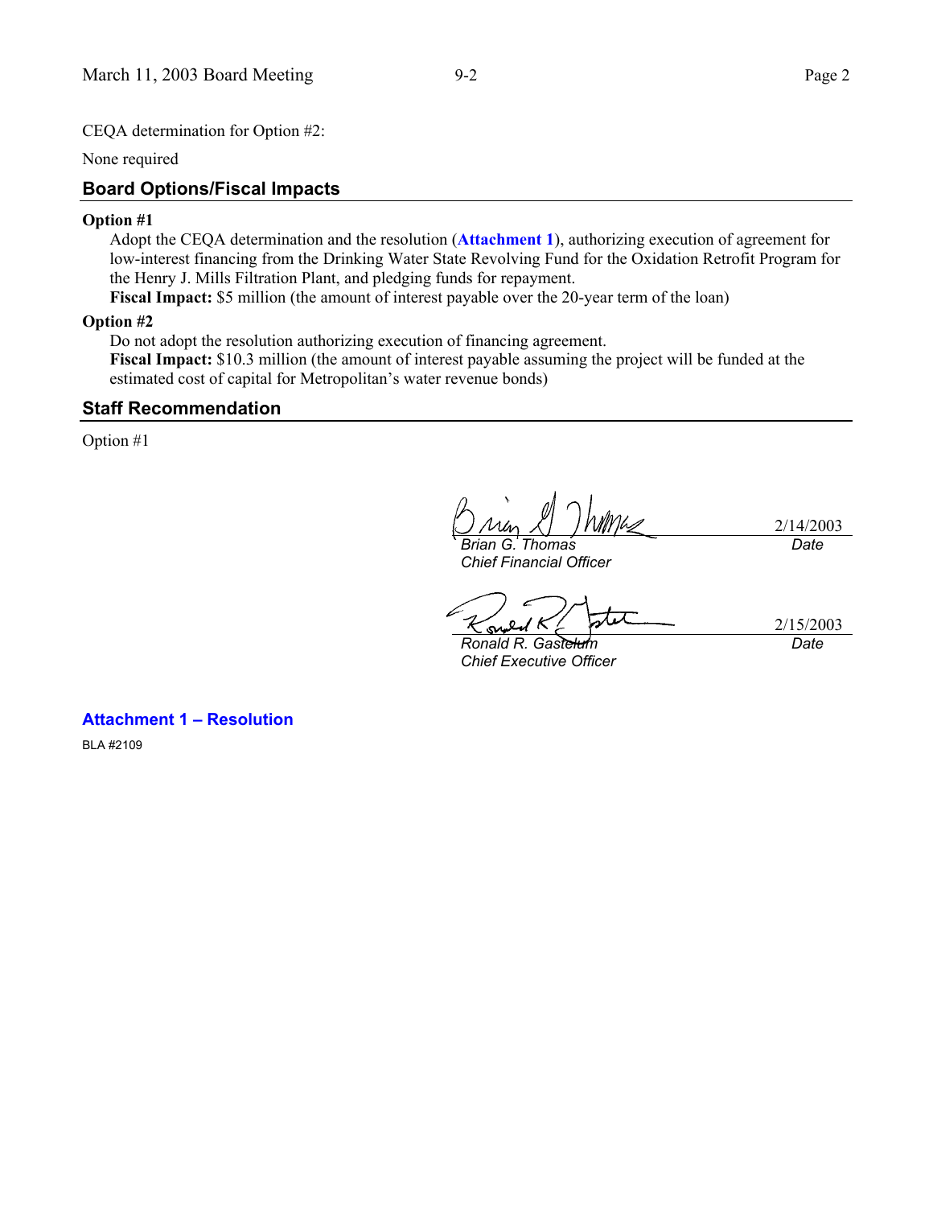CEQA determination for Option #2:

None required

## Board Options/Fiscal Impacts

**Option #1**

Adopt the CEQA determination and the resolution (**Attachment 1**), authorizing execution of agreement for low-interest financing from the Drinking Water State Revolving Fund for the Oxidation Retrofit Program for the Henry J. Mills Filtration Plant, and pledging funds for repayment.

**Fiscal Impact:** $5 million (the amount of interest payable over the 20-year term of the loan)

**Option #2**

Do not adopt the resolution authorizing execution of financing agreement.

**Fiscal Impact:** $10.3 million (the amount of interest payable assuming the project will be funded at the estimated cost of capital for Metropolitan's water revenue bonds)

## Staff Recommendation

Option #1

| | |
|---|---|
| *Brian G. Thomas* | 2/14/2003 |
| *Chief Financial Officer* | *Date* |

| | |
|---|---|
| *Ronald R. Gastelum* | 2/15/2003 |
| *Chief Executive Officer* | *Date* |

**Attachment 1 – Resolution**

BLA #2109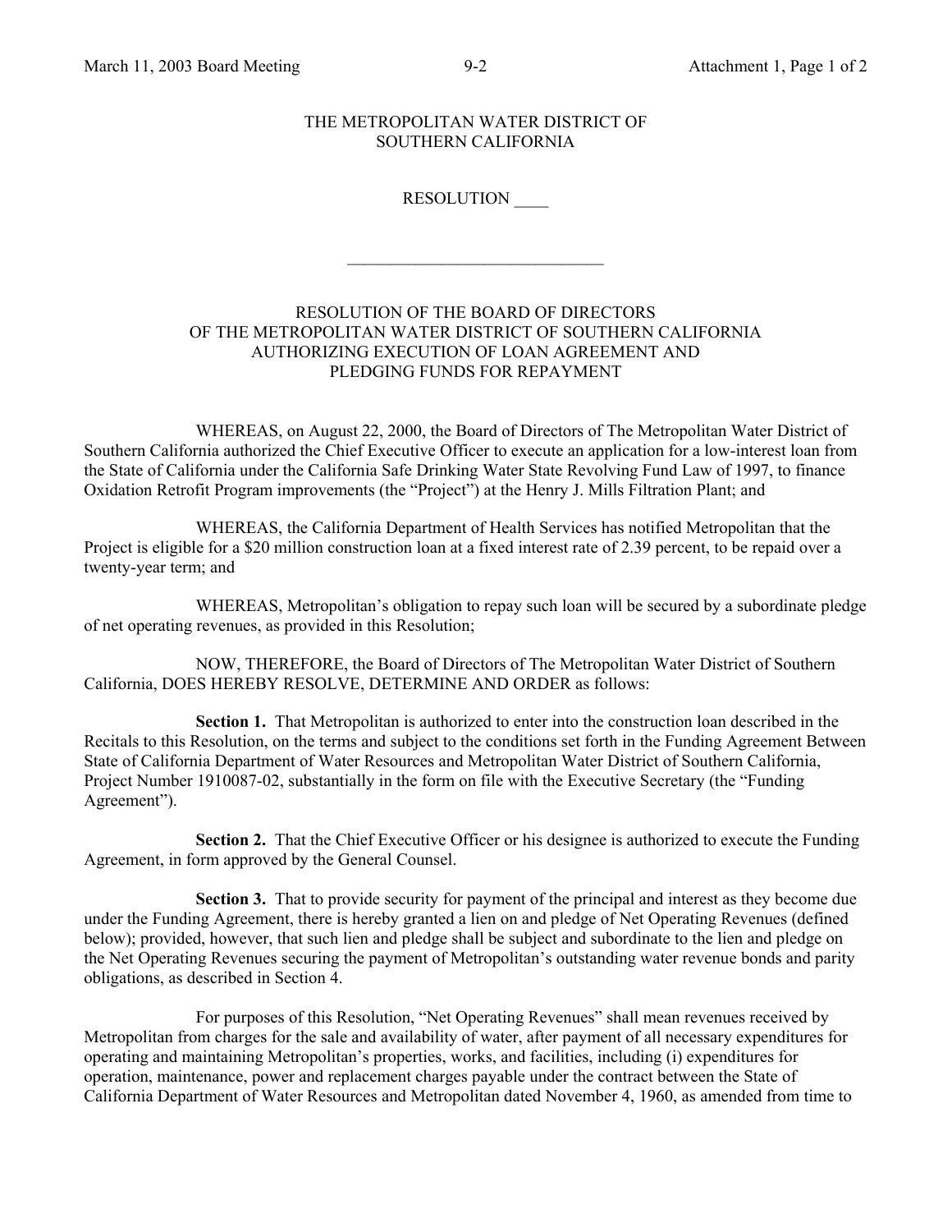THE METROPOLITAN WATER DISTRICT OF
SOUTHERN CALIFORNIA

RESOLUTION ____

______________________________

RESOLUTION OF THE BOARD OF DIRECTORS
OF THE METROPOLITAN WATER DISTRICT OF SOUTHERN CALIFORNIA
AUTHORIZING EXECUTION OF LOAN AGREEMENT AND
PLEDGING FUNDS FOR REPAYMENT

WHEREAS, on August 22, 2000, the Board of Directors of The Metropolitan Water District of Southern California authorized the Chief Executive Officer to execute an application for a low-interest loan from the State of California under the California Safe Drinking Water State Revolving Fund Law of 1997, to finance Oxidation Retrofit Program improvements (the "Project") at the Henry J. Mills Filtration Plant; and

WHEREAS, the California Department of Health Services has notified Metropolitan that the Project is eligible for a $20 million construction loan at a fixed interest rate of 2.39 percent, to be repaid over a twenty-year term; and

WHEREAS, Metropolitan's obligation to repay such loan will be secured by a subordinate pledge of net operating revenues, as provided in this Resolution;

NOW, THEREFORE, the Board of Directors of The Metropolitan Water District of Southern California, DOES HEREBY RESOLVE, DETERMINE AND ORDER as follows:

**Section 1.** That Metropolitan is authorized to enter into the construction loan described in the Recitals to this Resolution, on the terms and subject to the conditions set forth in the Funding Agreement Between State of California Department of Water Resources and Metropolitan Water District of Southern California, Project Number 1910087-02, substantially in the form on file with the Executive Secretary (the "Funding Agreement").

**Section 2.** That the Chief Executive Officer or his designee is authorized to execute the Funding Agreement, in form approved by the General Counsel.

**Section 3.** That to provide security for payment of the principal and interest as they become due under the Funding Agreement, there is hereby granted a lien on and pledge of Net Operating Revenues (defined below); provided, however, that such lien and pledge shall be subject and subordinate to the lien and pledge on the Net Operating Revenues securing the payment of Metropolitan's outstanding water revenue bonds and parity obligations, as described in Section 4.

For purposes of this Resolution, "Net Operating Revenues" shall mean revenues received by Metropolitan from charges for the sale and availability of water, after payment of all necessary expenditures for operating and maintaining Metropolitan's properties, works, and facilities, including (i) expenditures for operation, maintenance, power and replacement charges payable under the contract between the State of California Department of Water Resources and Metropolitan dated November 4, 1960, as amended from time to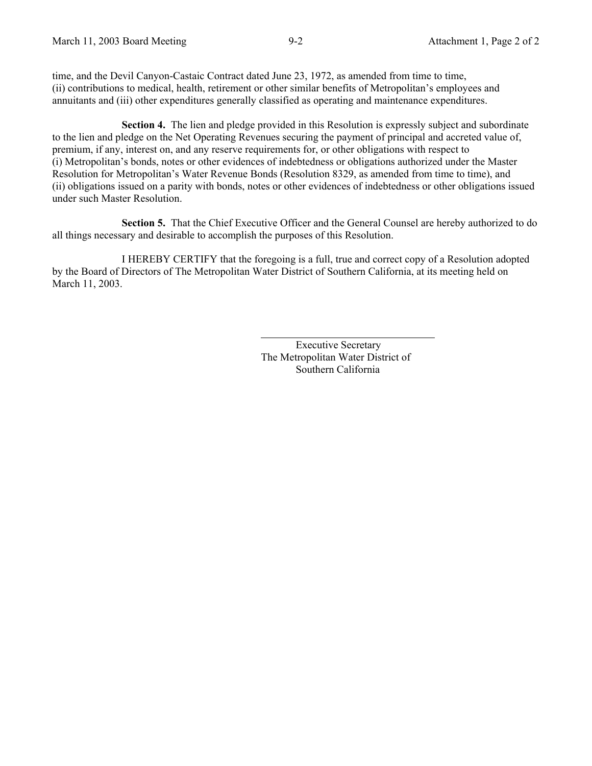time, and the Devil Canyon-Castaic Contract dated June 23, 1972, as amended from time to time, (ii) contributions to medical, health, retirement or other similar benefits of Metropolitan's employees and annuitants and (iii) other expenditures generally classified as operating and maintenance expenditures.

**Section 4.** The lien and pledge provided in this Resolution is expressly subject and subordinate to the lien and pledge on the Net Operating Revenues securing the payment of principal and accreted value of, premium, if any, interest on, and any reserve requirements for, or other obligations with respect to (i) Metropolitan's bonds, notes or other evidences of indebtedness or obligations authorized under the Master Resolution for Metropolitan's Water Revenue Bonds (Resolution 8329, as amended from time to time), and (ii) obligations issued on a parity with bonds, notes or other evidences of indebtedness or other obligations issued under such Master Resolution.

**Section 5.** That the Chief Executive Officer and the General Counsel are hereby authorized to do all things necessary and desirable to accomplish the purposes of this Resolution.

I HEREBY CERTIFY that the foregoing is a full, true and correct copy of a Resolution adopted by the Board of Directors of The Metropolitan Water District of Southern California, at its meeting held on March 11, 2003.

Executive Secretary
The Metropolitan Water District of
Southern California